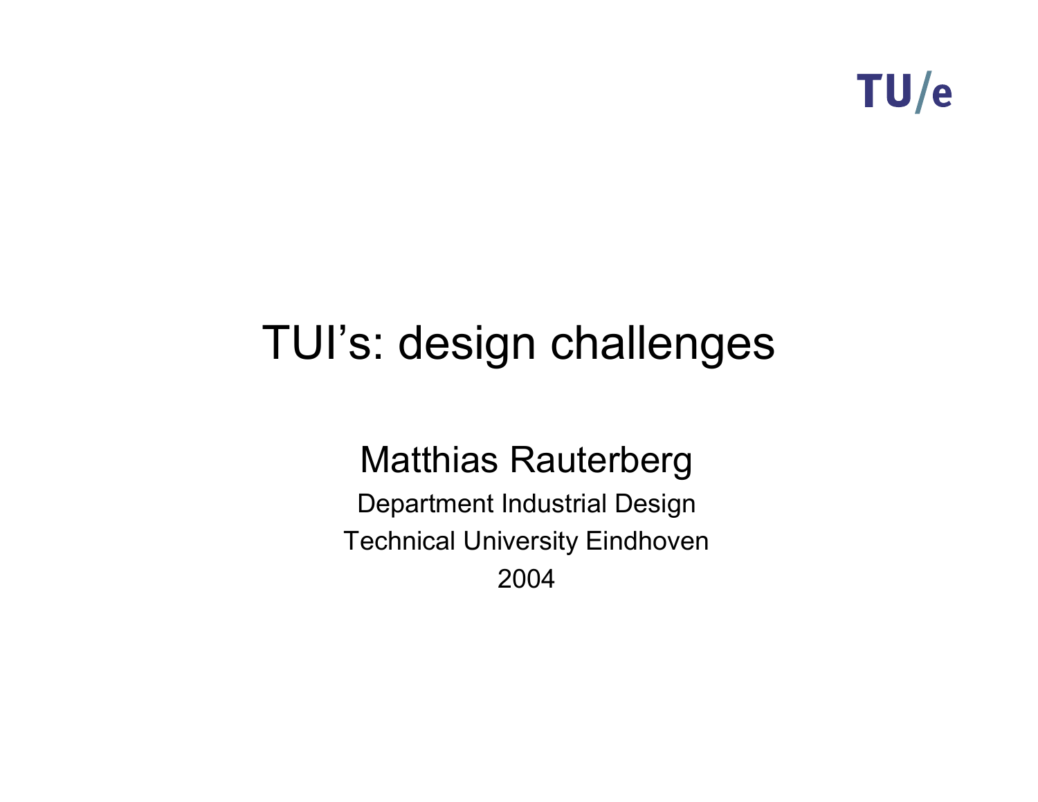TU/e

# TUI's: design challenges

Matthias Rauterberg

Department Industrial Design

Technical University Eindhoven

2004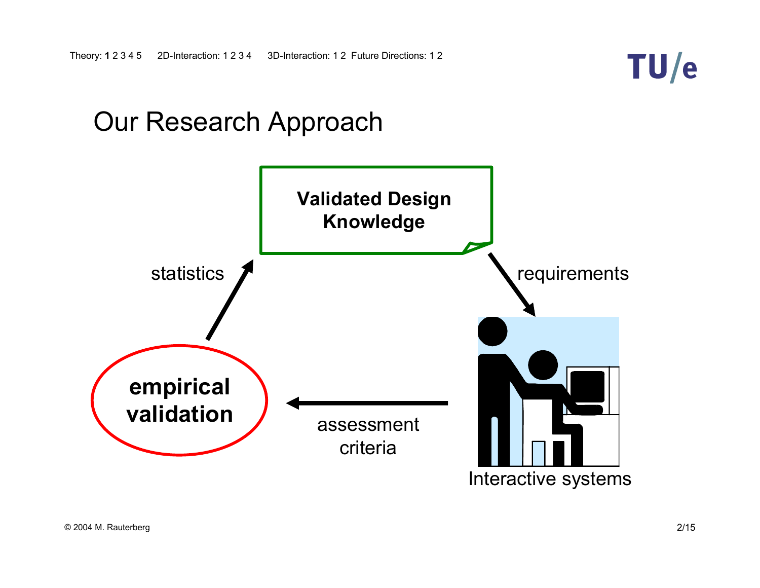# Our Research Approach

**Validated Design Knowledge**

requirements

Interactive systems

assessment criteria

**empirical validation**

statistics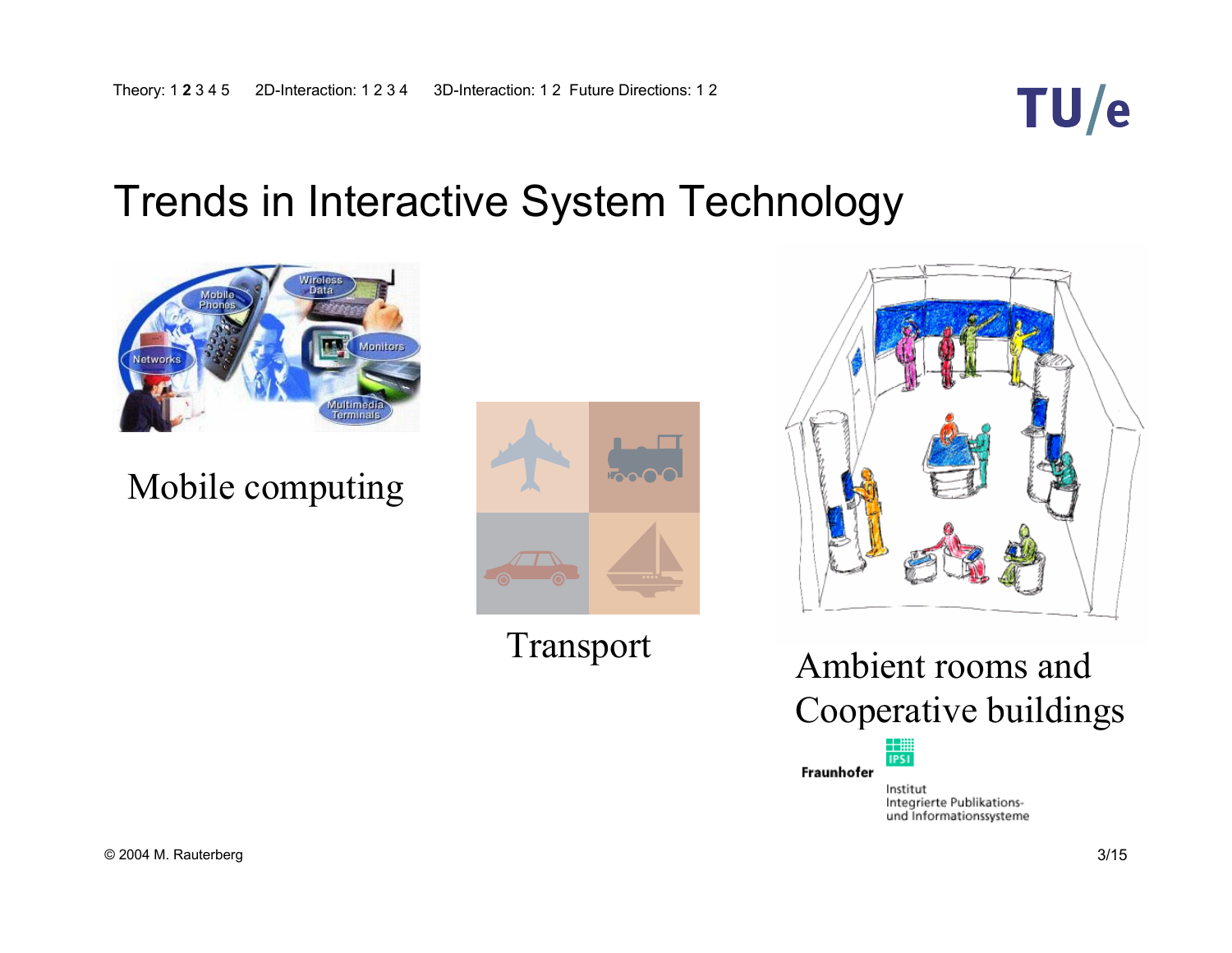# Trends in Interactive System Technology

Mobile computing

Transport

Ambient rooms and Cooperative buildings

Fraunhofer

IPSI

Institut Integrierte Publikations- und Informationssysteme

© 2004 M. Rauterberg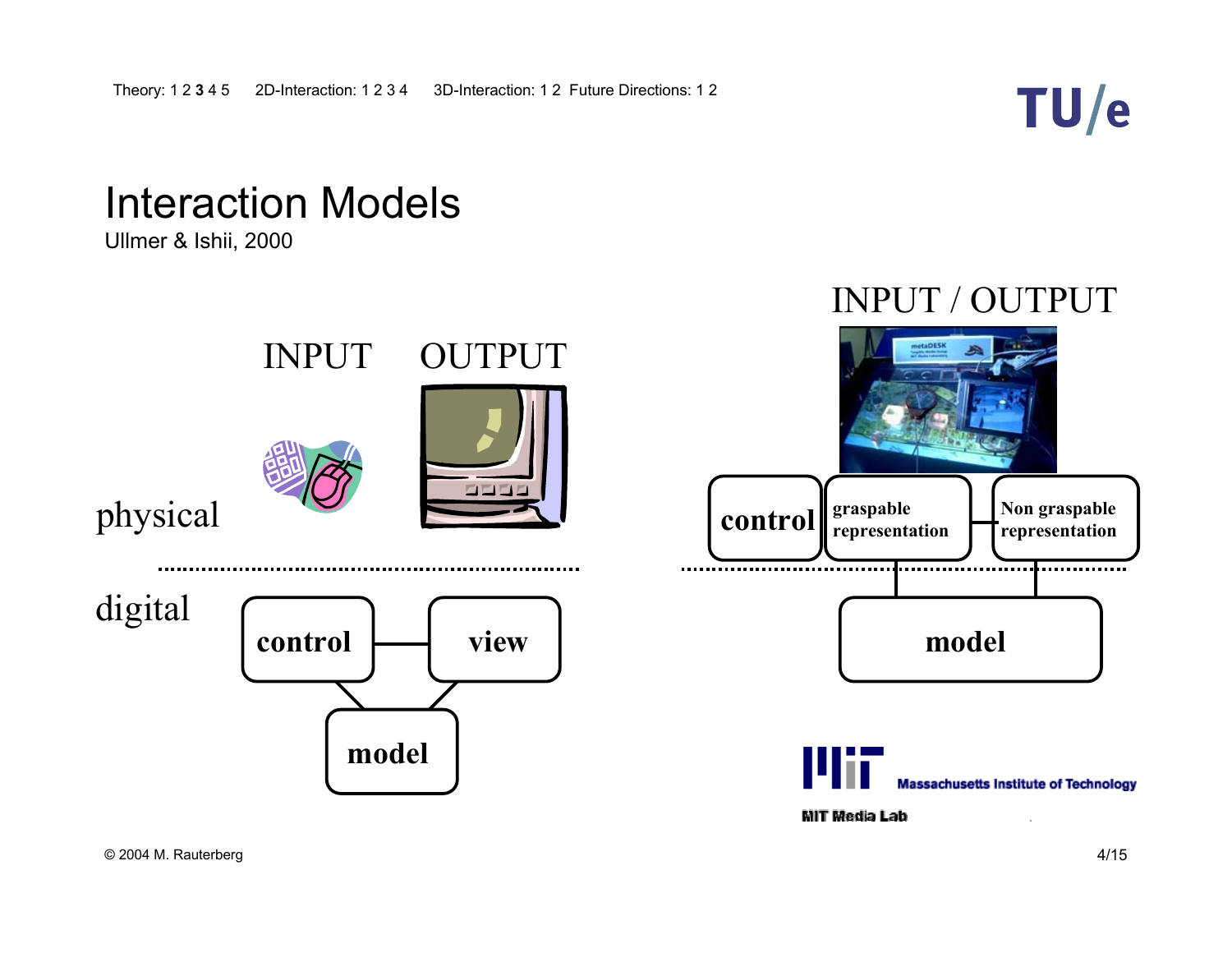# Interaction Models

Ullmer & Ishii, 2000

INPUT OUTPUT

physical

digital

control — view

model

INPUT / OUTPUT

control | graspable representation | Non graspable representation

model

Massachusetts Institute of Technology

MIT Media Lab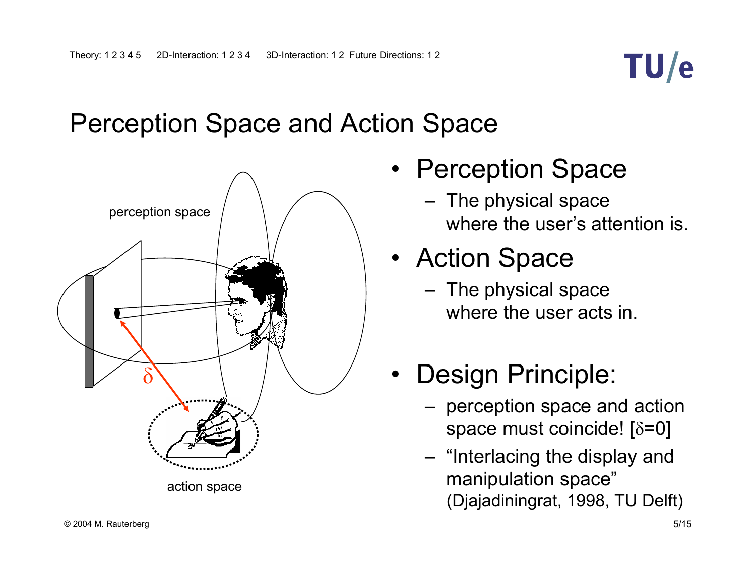# Perception Space and Action Space

perception space

δ

action space

- Perception Space
  - The physical space where the user's attention is.
- Action Space
  - The physical space where the user acts in.
- Design Principle:
  - perception space and action space must coincide! [$\delta$=0]
  - "Interlacing the display and manipulation space" (Djajadiningrat, 1998, TU Delft)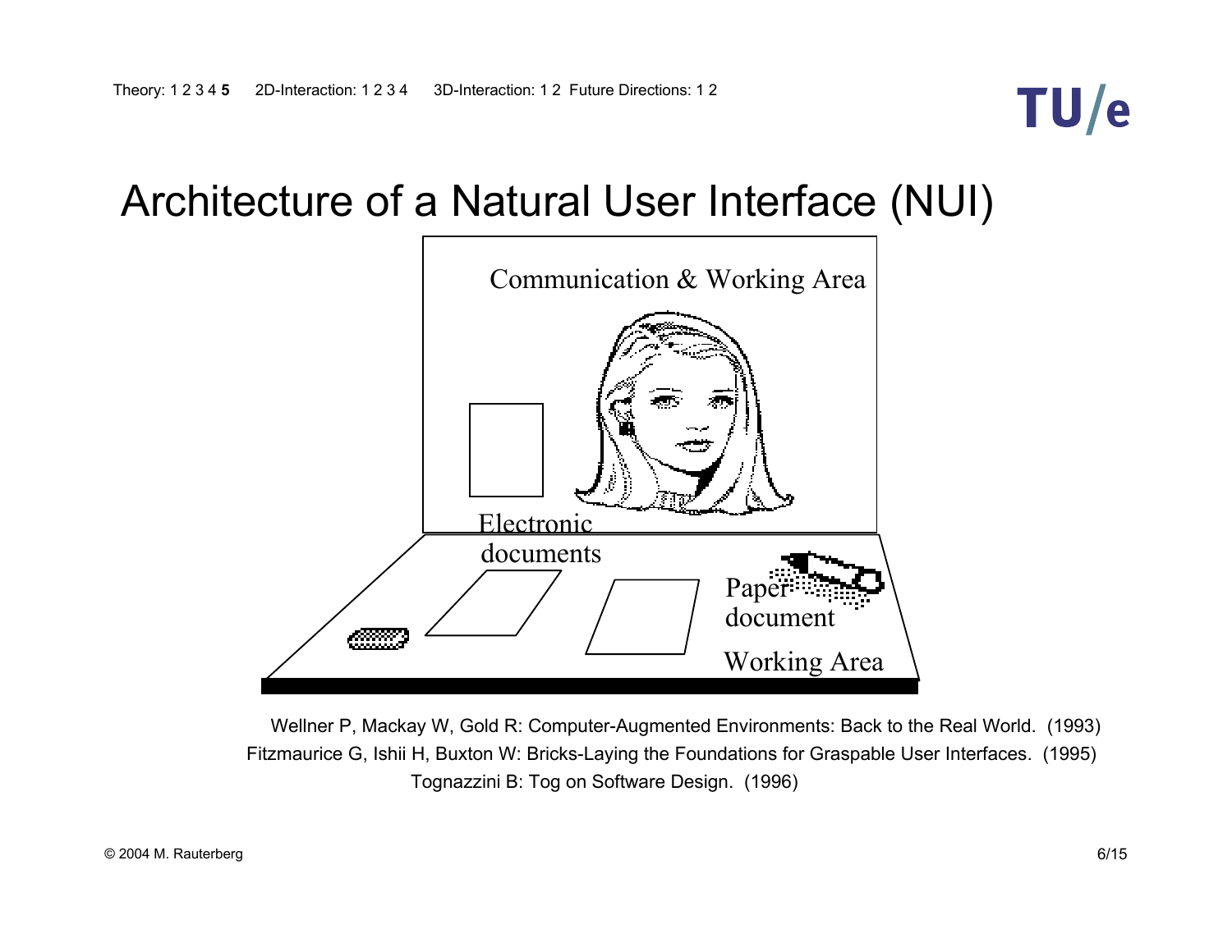# Architecture of a Natural User Interface (NUI)

Communication & Working Area

Electronic documents

Paper document

Working Area

Wellner P, Mackay W, Gold R: Computer-Augmented Environments: Back to the Real World. (1993)

Fitzmaurice G, Ishii H, Buxton W: Bricks-Laying the Foundations for Graspable User Interfaces. (1995)

Tognazzini B: Tog on Software Design. (1996)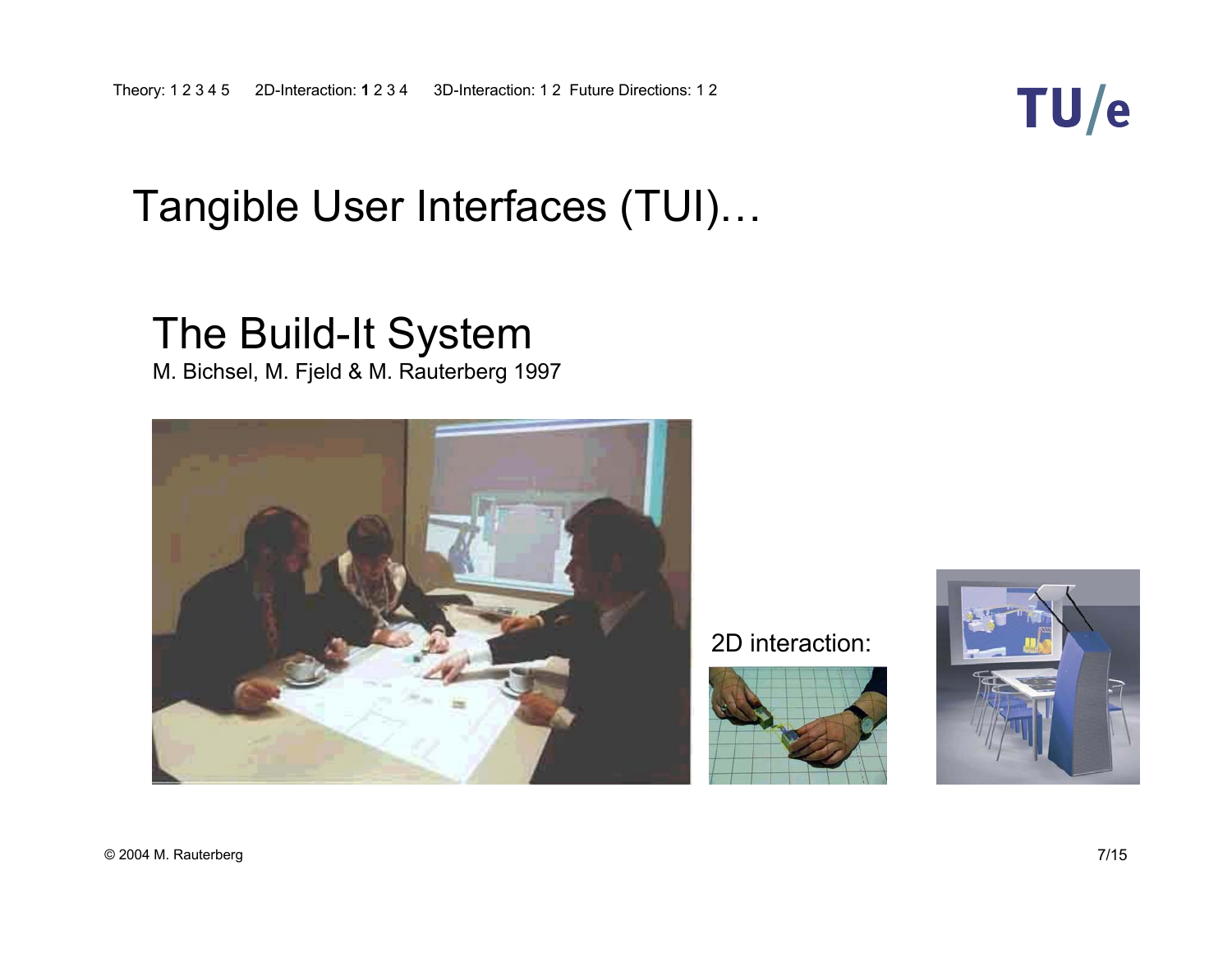# Tangible User Interfaces (TUI)…

## The Build-It System

M. Bichsel, M. Fjeld & M. Rauterberg 1997

2D interaction: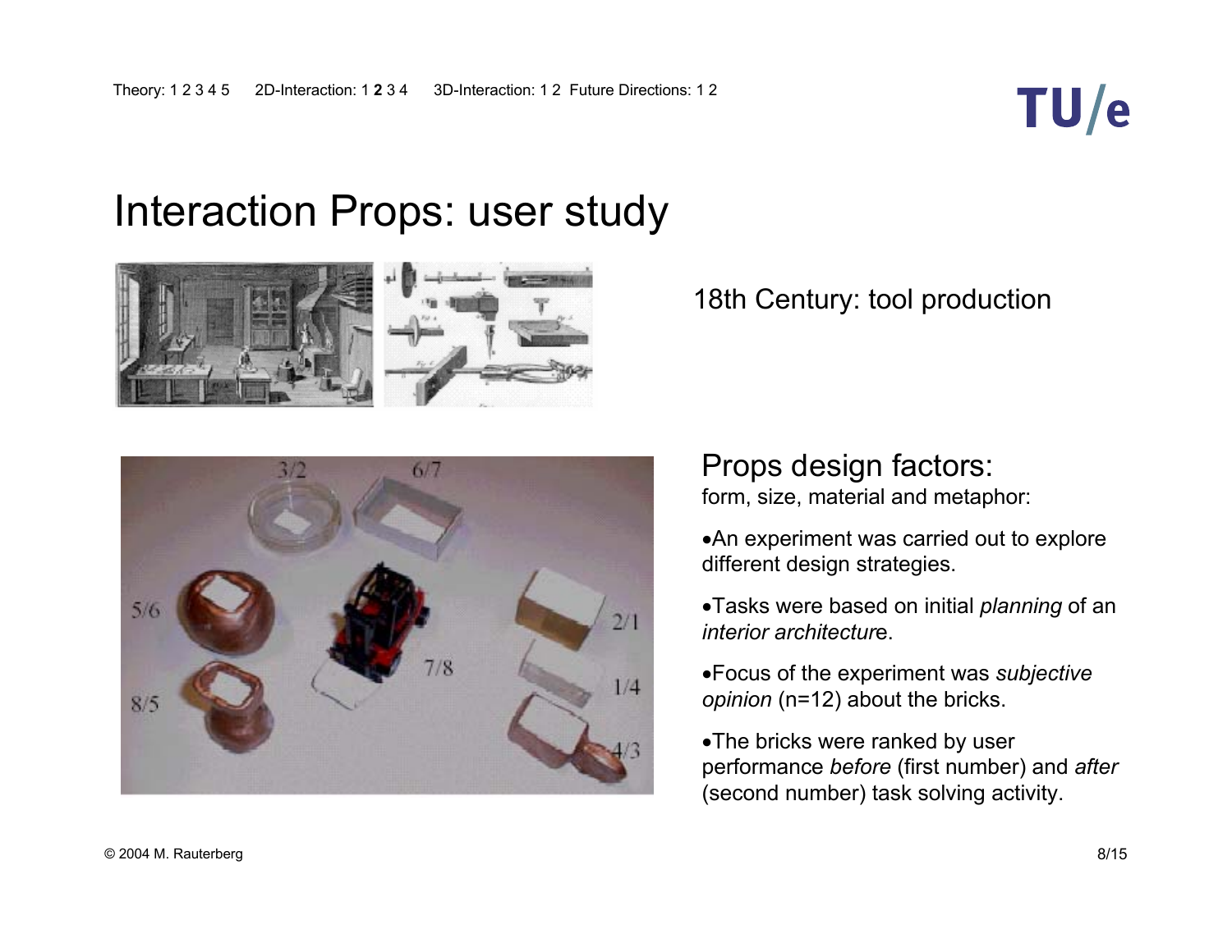# Interaction Props: user study

18th Century: tool production

## Props design factors:

form, size, material and metaphor:

- An experiment was carried out to explore different design strategies.
- Tasks were based on initial *planning* of an *interior architectur*e.
- Focus of the experiment was *subjective opinion* (n=12) about the bricks.
- The bricks were ranked by user performance *before* (first number) and *after* (second number) task solving activity.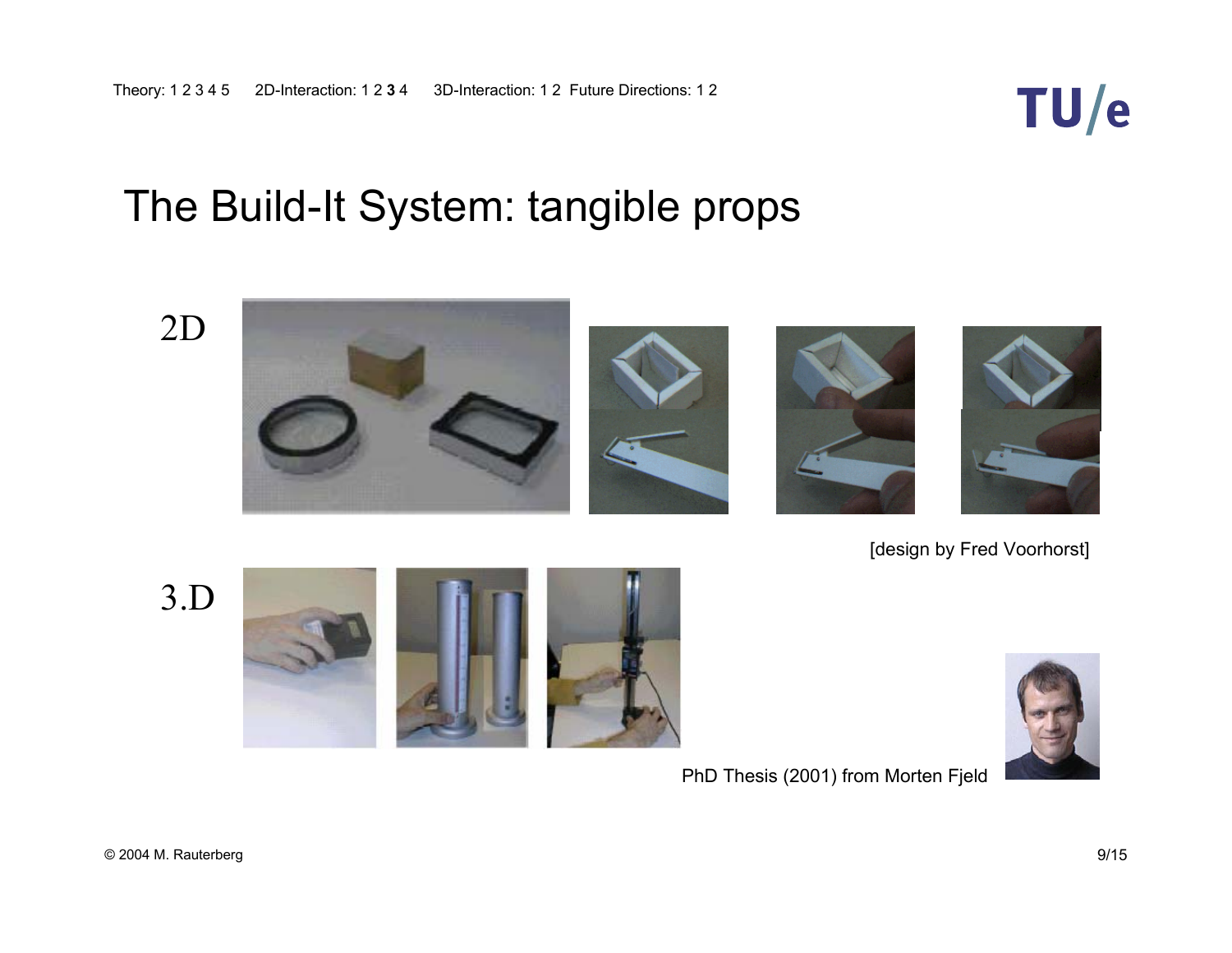Theory: 1 2 3 4 5     2D-Interaction: 1 2 **3** 4     3D-Interaction: 1 2  Future Directions: 1 2

# The Build-It System: tangible props

2D

[design by Fred Voorhorst]

3.D

PhD Thesis (2001) from Morten Fjeld

© 2004 M. Rauterberg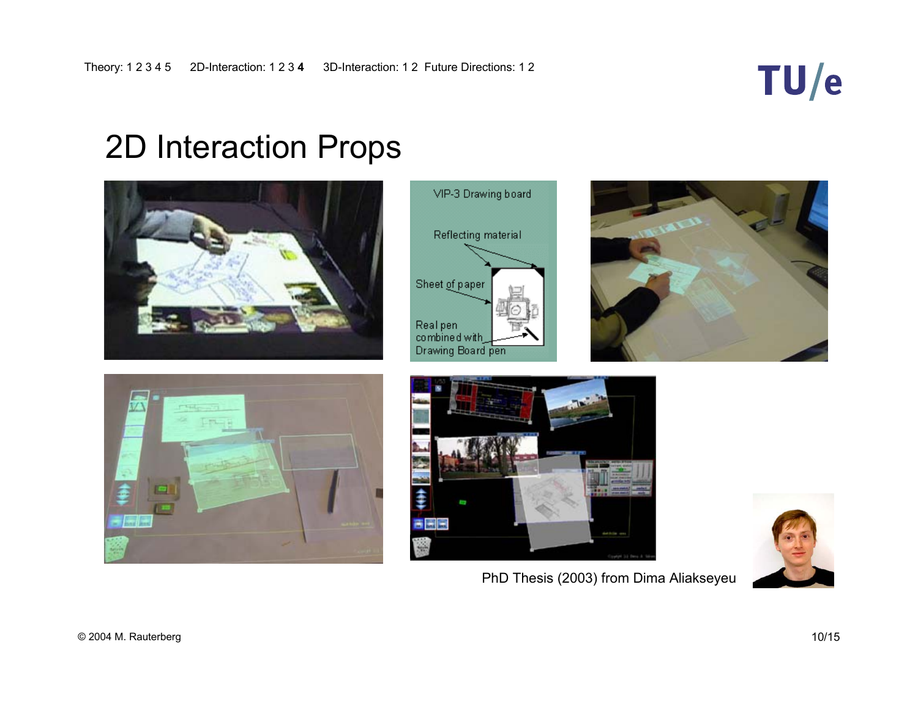# 2D Interaction Props

VIP-3 Drawing board

Reflecting material

Sheet of paper

Real pen combined with Drawing Board pen

PhD Thesis (2003) from Dima Aliakseyeu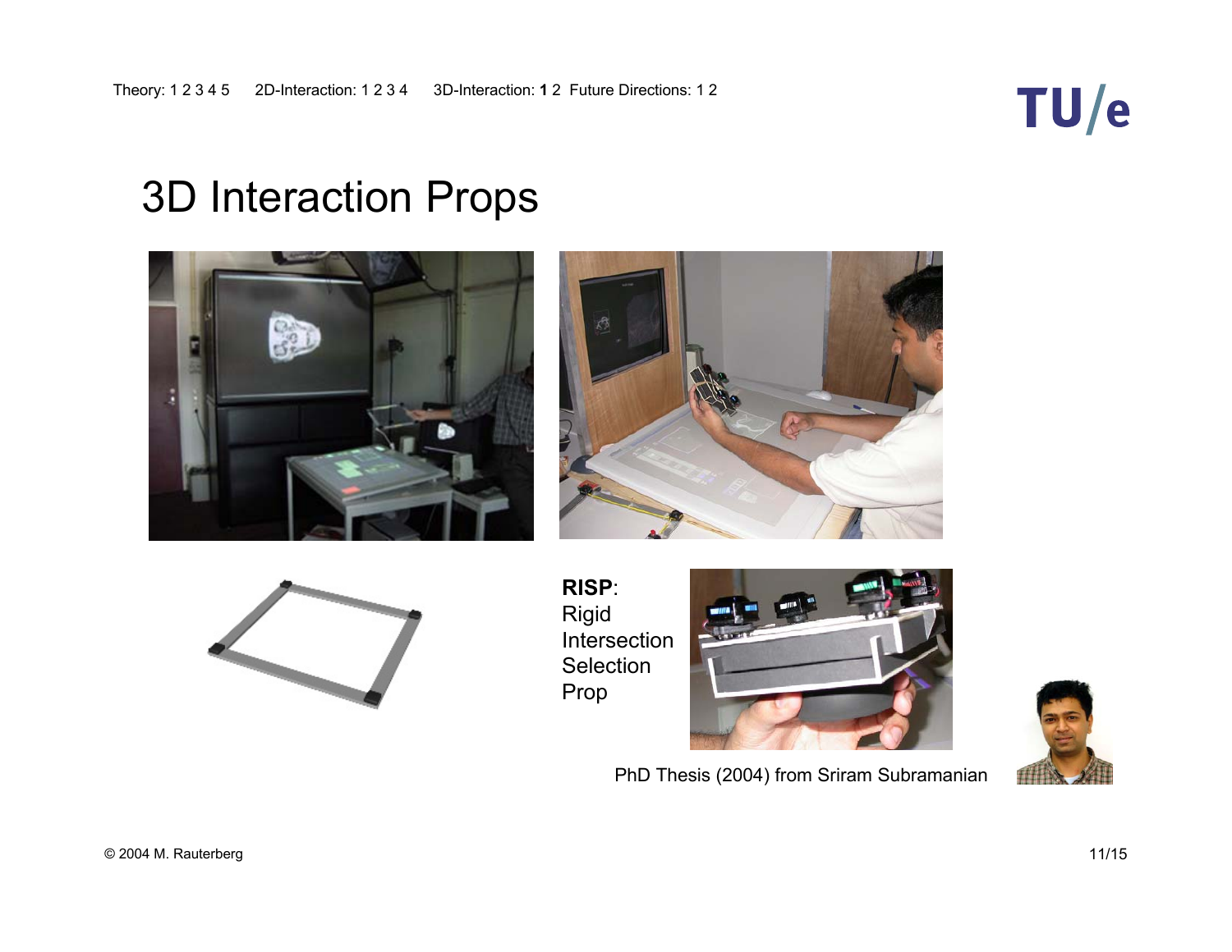Theory: 1 2 3 4 5 2D-Interaction: 1 2 3 4 3D-Interaction: **1** 2 Future Directions: 1 2

# 3D Interaction Props

**RISP**:
Rigid
Intersection
Selection
Prop

PhD Thesis (2004) from Sriram Subramanian

© 2004 M. Rauterberg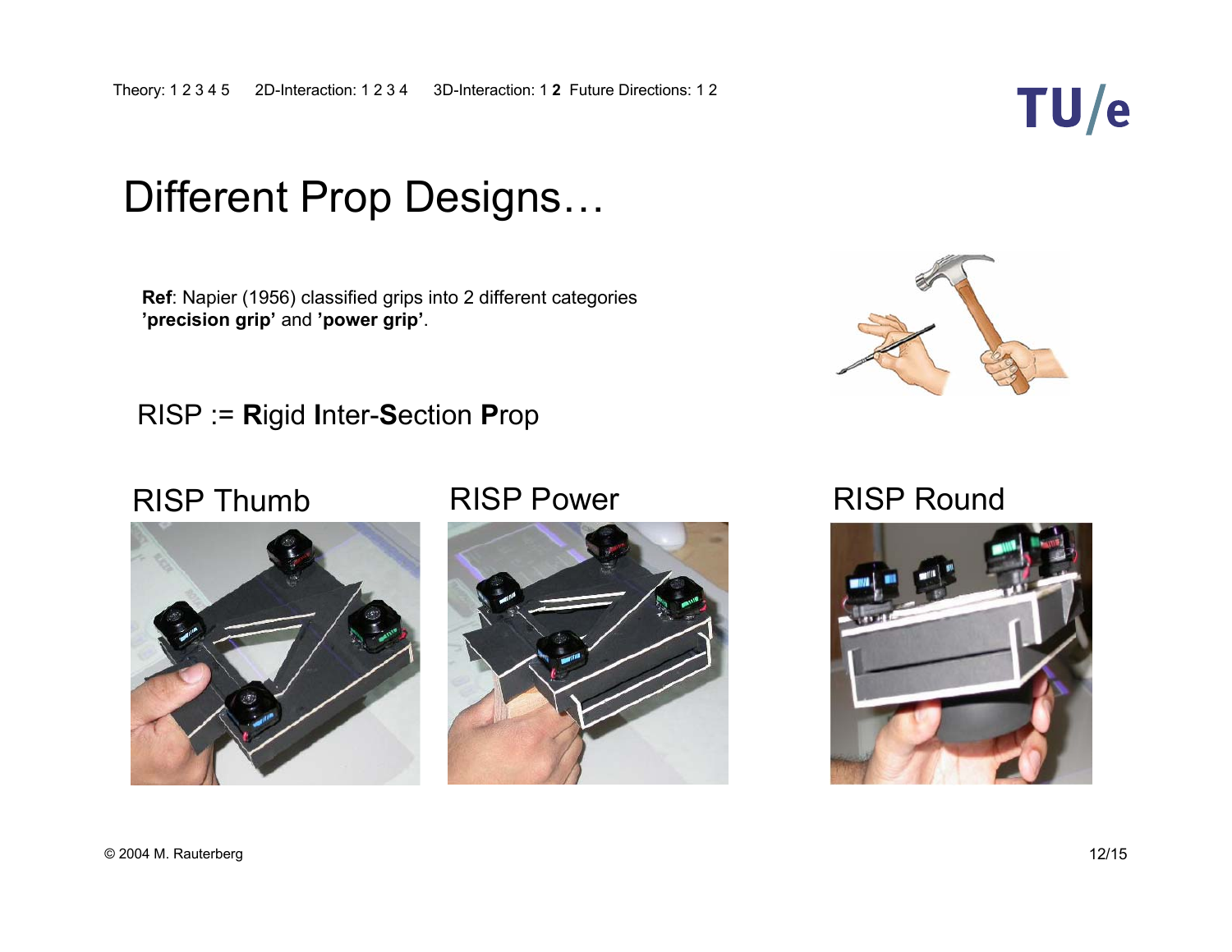# Different Prop Designs…

**Ref**: Napier (1956) classified grips into 2 different categories **'precision grip'** and **'power grip'**.

RISP := **R**igid **I**nter-**S**ection **P**rop

RISP Thumb

RISP Power

RISP Round

© 2004 M. Rauterberg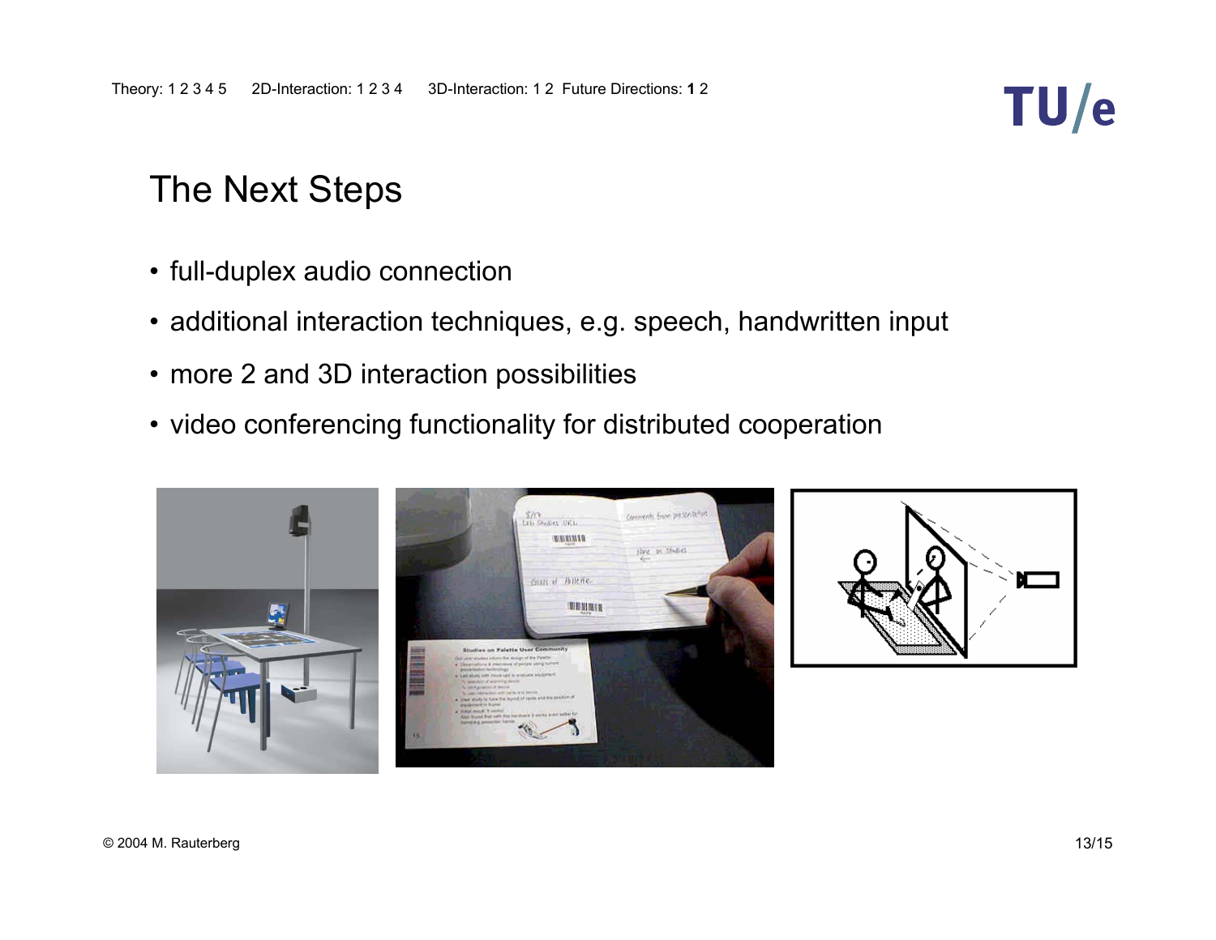# The Next Steps

- full-duplex audio connection
- additional interaction techniques, e.g. speech, handwritten input
- more 2 and 3D interaction possibilities
- video conferencing functionality for distributed cooperation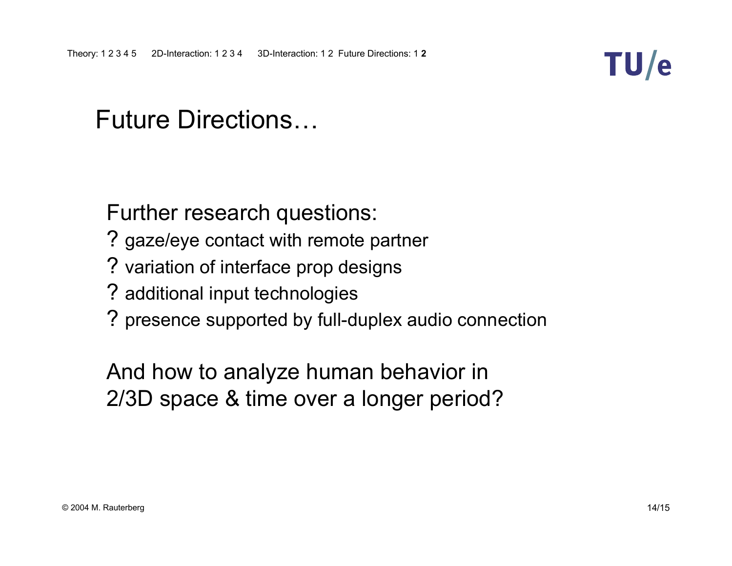# Future Directions…

Further research questions:

? gaze/eye contact with remote partner

? variation of interface prop designs

? additional input technologies

? presence supported by full-duplex audio connection

And how to analyze human behavior in 2/3D space & time over a longer period?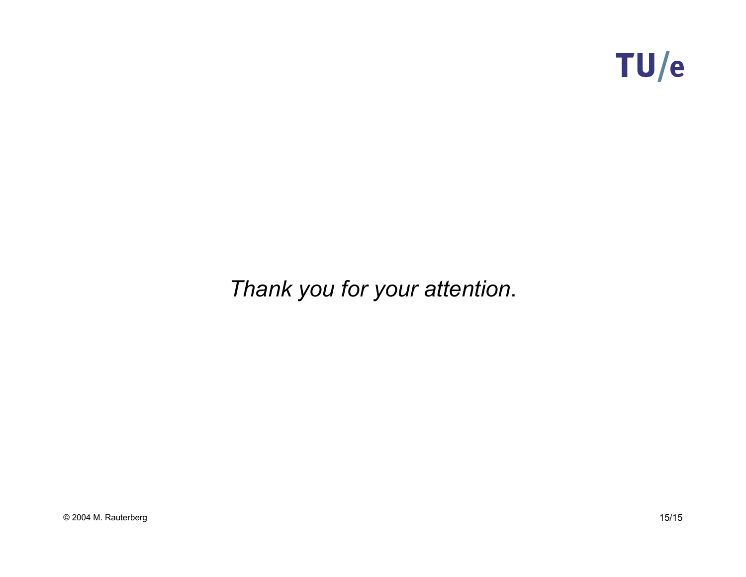*Thank you for your attention.*